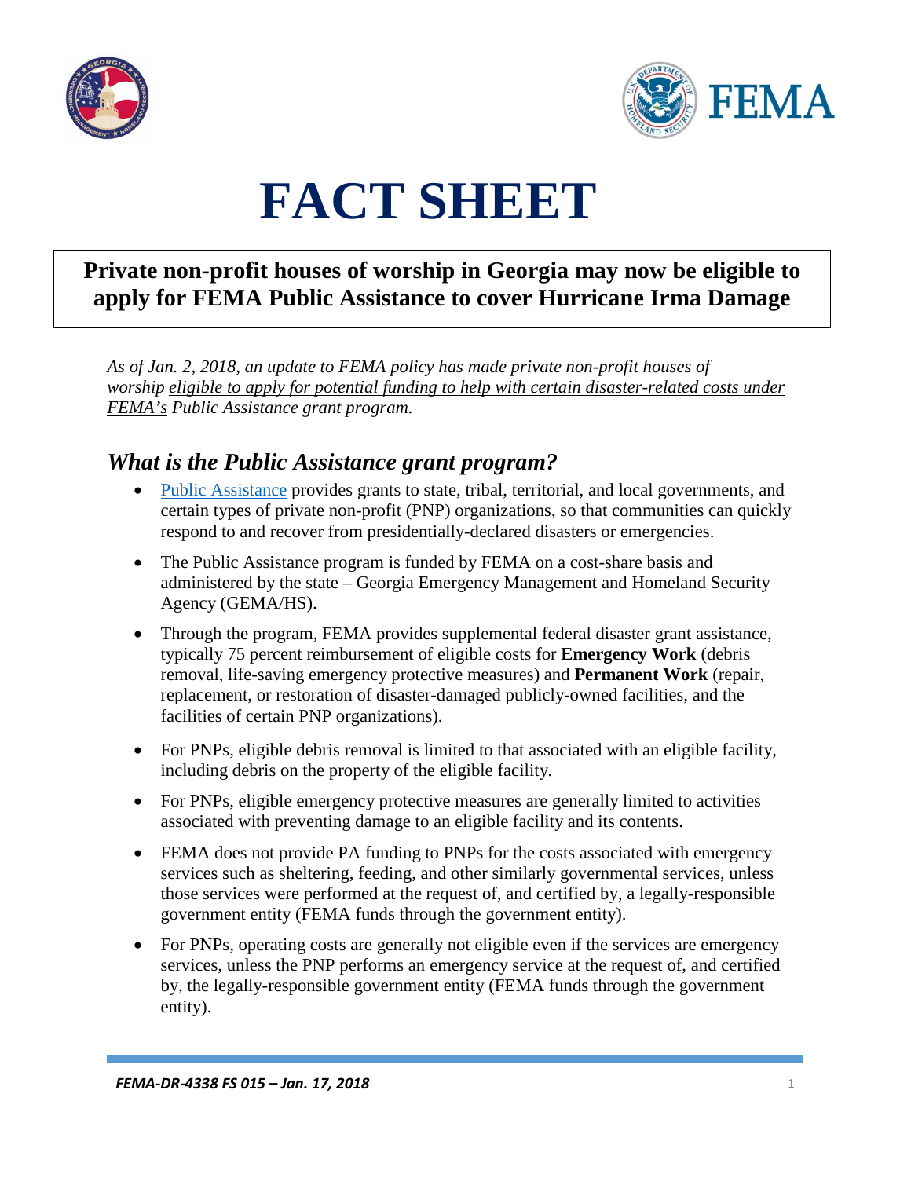# FACT SHEET

**Private non-profit houses of worship in Georgia may now be eligible to apply for FEMA Public Assistance to cover Hurricane Irma Damage**

*As of Jan. 2, 2018, an update to FEMA policy has made private non-profit houses of worship eligible to apply for potential funding to help with certain disaster-related costs under FEMA's Public Assistance grant program.*

## *What is the Public Assistance grant program?*

- Public Assistance provides grants to state, tribal, territorial, and local governments, and certain types of private non-profit (PNP) organizations, so that communities can quickly respond to and recover from presidentially-declared disasters or emergencies.
- The Public Assistance program is funded by FEMA on a cost-share basis and administered by the state – Georgia Emergency Management and Homeland Security Agency (GEMA/HS).
- Through the program, FEMA provides supplemental federal disaster grant assistance, typically 75 percent reimbursement of eligible costs for **Emergency Work** (debris removal, life-saving emergency protective measures) and **Permanent Work** (repair, replacement, or restoration of disaster-damaged publicly-owned facilities, and the facilities of certain PNP organizations).
- For PNPs, eligible debris removal is limited to that associated with an eligible facility, including debris on the property of the eligible facility.
- For PNPs, eligible emergency protective measures are generally limited to activities associated with preventing damage to an eligible facility and its contents.
- FEMA does not provide PA funding to PNPs for the costs associated with emergency services such as sheltering, feeding, and other similarly governmental services, unless those services were performed at the request of, and certified by, a legally-responsible government entity (FEMA funds through the government entity).
- For PNPs, operating costs are generally not eligible even if the services are emergency services, unless the PNP performs an emergency service at the request of, and certified by, the legally-responsible government entity (FEMA funds through the government entity).

*FEMA-DR-4338 FS 015 – Jan. 17, 2018*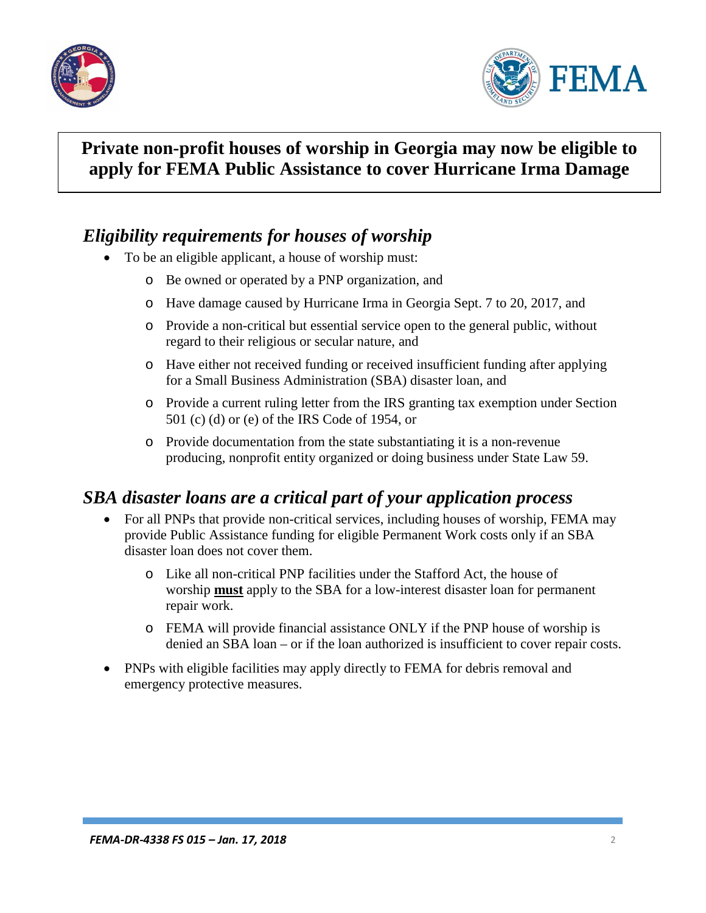**Private non-profit houses of worship in Georgia may now be eligible to apply for FEMA Public Assistance to cover Hurricane Irma Damage**

## *Eligibility requirements for houses of worship*

- To be an eligible applicant, a house of worship must:
  - Be owned or operated by a PNP organization, and
  - Have damage caused by Hurricane Irma in Georgia Sept. 7 to 20, 2017, and
  - Provide a non-critical but essential service open to the general public, without regard to their religious or secular nature, and
  - Have either not received funding or received insufficient funding after applying for a Small Business Administration (SBA) disaster loan, and
  - Provide a current ruling letter from the IRS granting tax exemption under Section 501 (c) (d) or (e) of the IRS Code of 1954, or
  - Provide documentation from the state substantiating it is a non-revenue producing, nonprofit entity organized or doing business under State Law 59.

## *SBA disaster loans are a critical part of your application process*

- For all PNPs that provide non-critical services, including houses of worship, FEMA may provide Public Assistance funding for eligible Permanent Work costs only if an SBA disaster loan does not cover them.
  - Like all non-critical PNP facilities under the Stafford Act, the house of worship **must** apply to the SBA for a low-interest disaster loan for permanent repair work.
  - FEMA will provide financial assistance ONLY if the PNP house of worship is denied an SBA loan – or if the loan authorized is insufficient to cover repair costs.
- PNPs with eligible facilities may apply directly to FEMA for debris removal and emergency protective measures.

***FEMA-DR-4338 FS 015 – Jan. 17, 2018***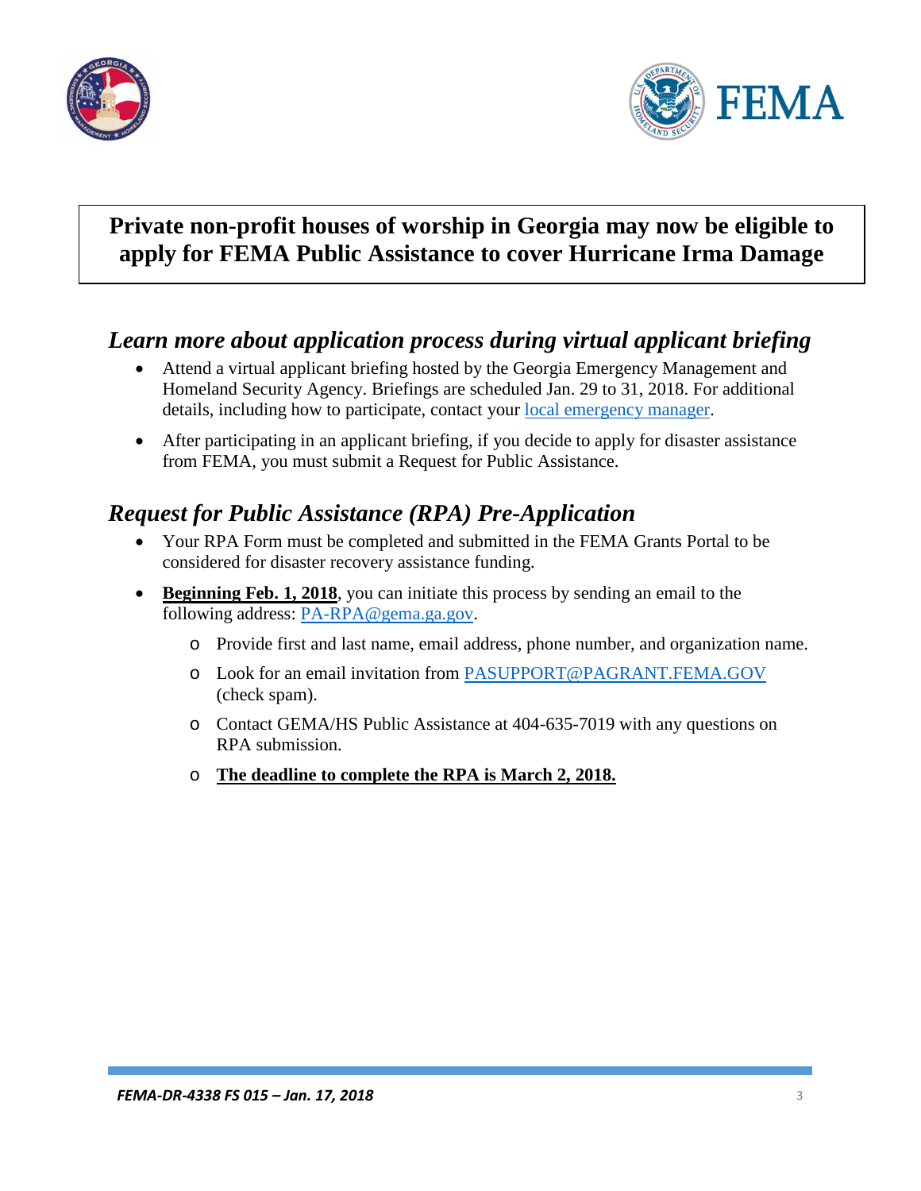**Private non-profit houses of worship in Georgia may now be eligible to apply for FEMA Public Assistance to cover Hurricane Irma Damage**

## *Learn more about application process during virtual applicant briefing*

- Attend a virtual applicant briefing hosted by the Georgia Emergency Management and Homeland Security Agency. Briefings are scheduled Jan. 29 to 31, 2018. For additional details, including how to participate, contact your local emergency manager.
- After participating in an applicant briefing, if you decide to apply for disaster assistance from FEMA, you must submit a Request for Public Assistance.

## *Request for Public Assistance (RPA) Pre-Application*

- Your RPA Form must be completed and submitted in the FEMA Grants Portal to be considered for disaster recovery assistance funding.
- **Beginning Feb. 1, 2018**, you can initiate this process by sending an email to the following address: PA-RPA@gema.ga.gov.
  - Provide first and last name, email address, phone number, and organization name.
  - Look for an email invitation from PASUPPORT@PAGRANT.FEMA.GOV (check spam).
  - Contact GEMA/HS Public Assistance at 404-635-7019 with any questions on RPA submission.
  - **The deadline to complete the RPA is March 2, 2018.**

*FEMA-DR-4338 FS 015 – Jan. 17, 2018*